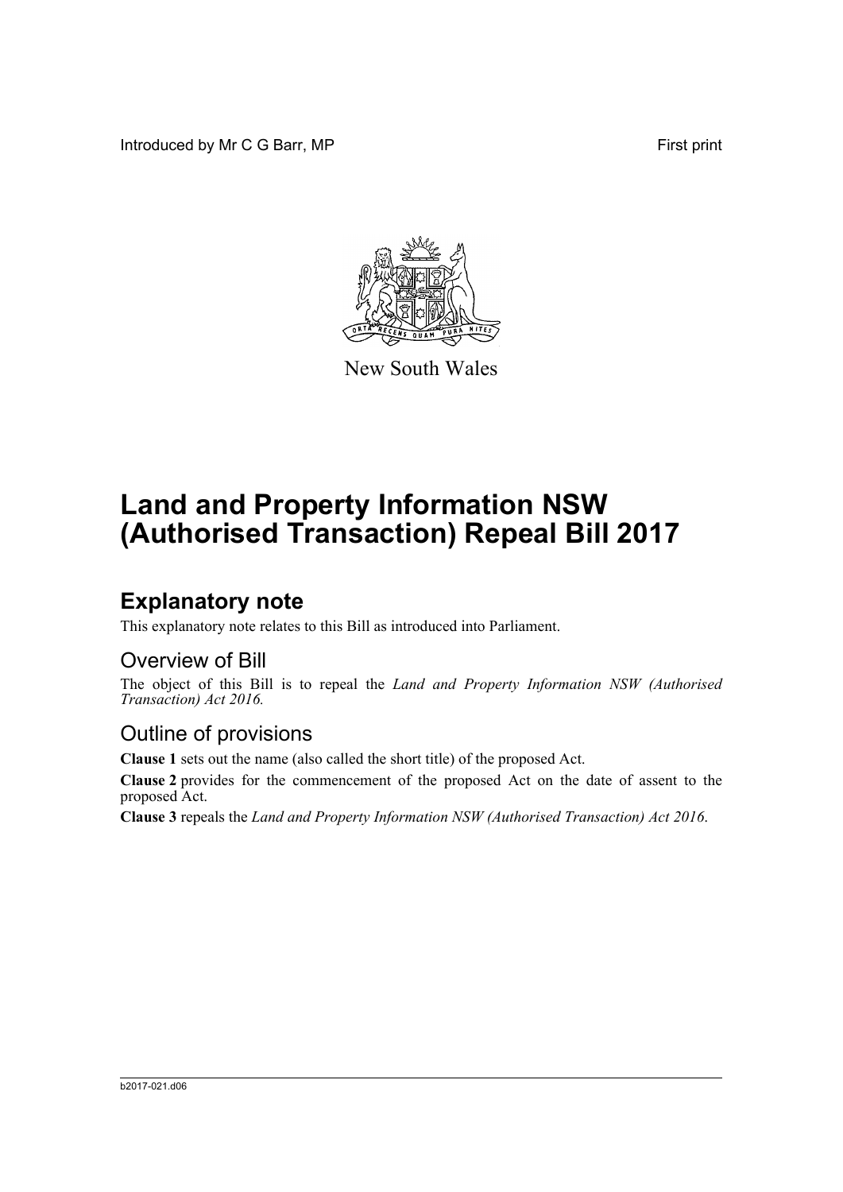Introduced by Mr C G Barr, MP

First print

New South Wales

# Land and Property Information NSW (Authorised Transaction) Repeal Bill 2017

## Explanatory note

This explanatory note relates to this Bill as introduced into Parliament.

### Overview of Bill

The object of this Bill is to repeal the *Land and Property Information NSW (Authorised Transaction) Act 2016.*

### Outline of provisions

**Clause 1** sets out the name (also called the short title) of the proposed Act.

**Clause 2** provides for the commencement of the proposed Act on the date of assent to the proposed Act.

**Clause 3** repeals the *Land and Property Information NSW (Authorised Transaction) Act 2016*.

b2017-021.d06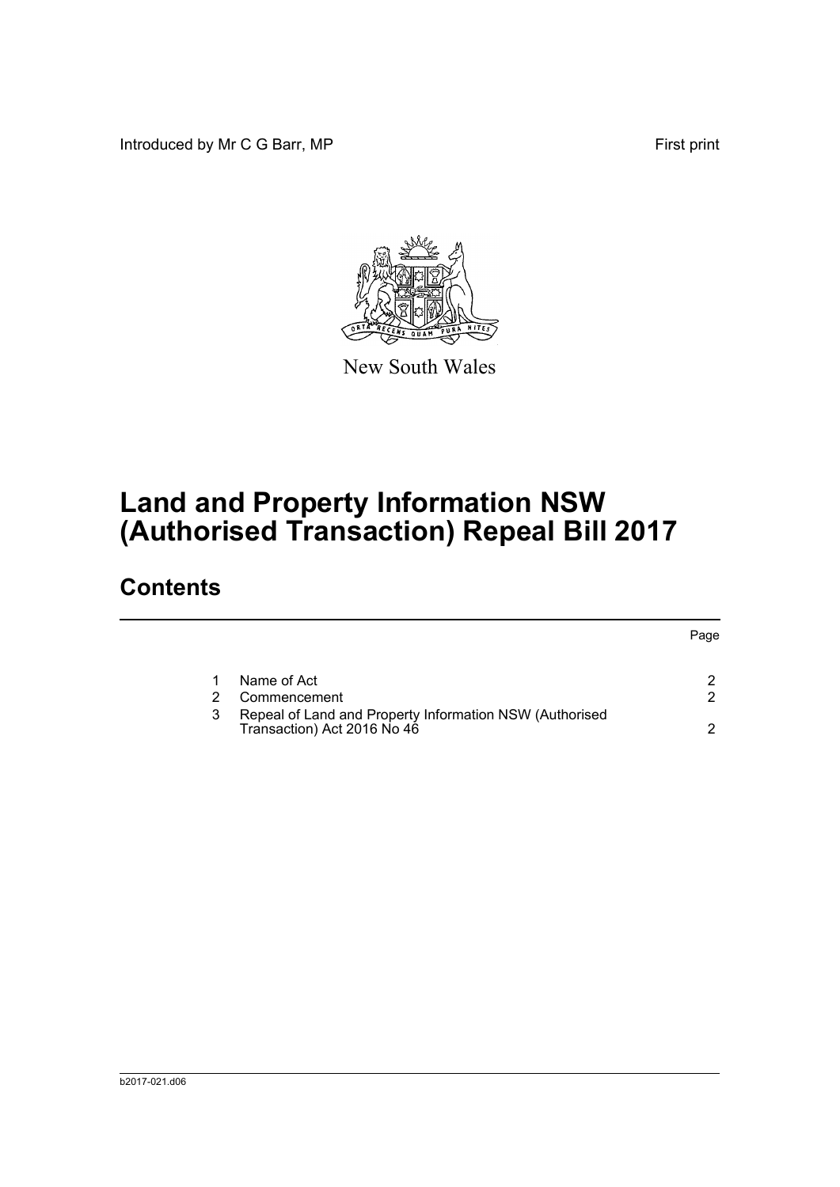Introduced by Mr C G Barr, MP

First print

New South Wales

# Land and Property Information NSW (Authorised Transaction) Repeal Bill 2017

## Contents

| | | Page |
|---|---|---|
| 1 | Name of Act | 2 |
| 2 | Commencement | 2 |
| 3 | Repeal of Land and Property Information NSW (Authorised Transaction) Act 2016 No 46 | 2 |

b2017-021.d06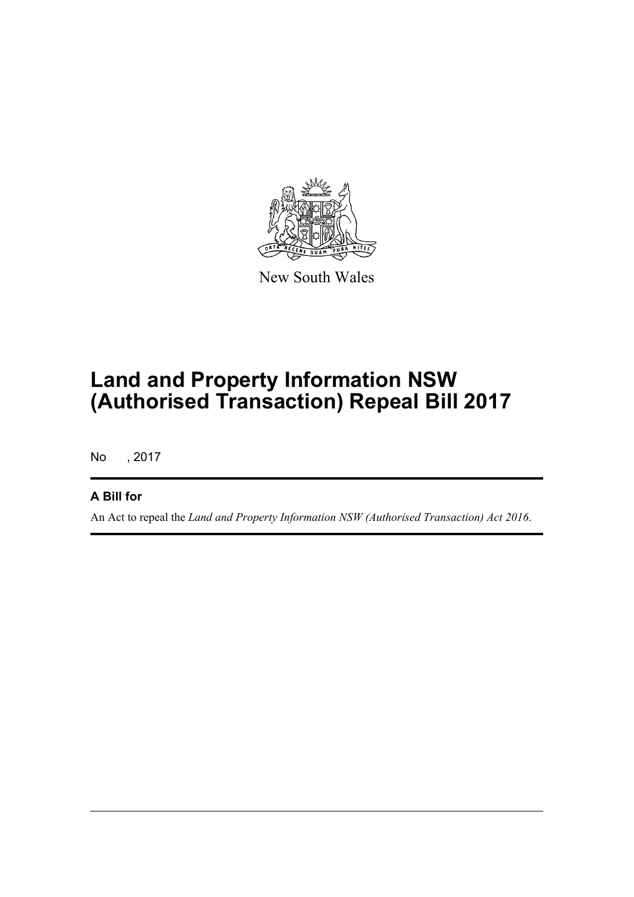New South Wales

# Land and Property Information NSW (Authorised Transaction) Repeal Bill 2017

No , 2017

**A Bill for**

An Act to repeal the *Land and Property Information NSW (Authorised Transaction) Act 2016*.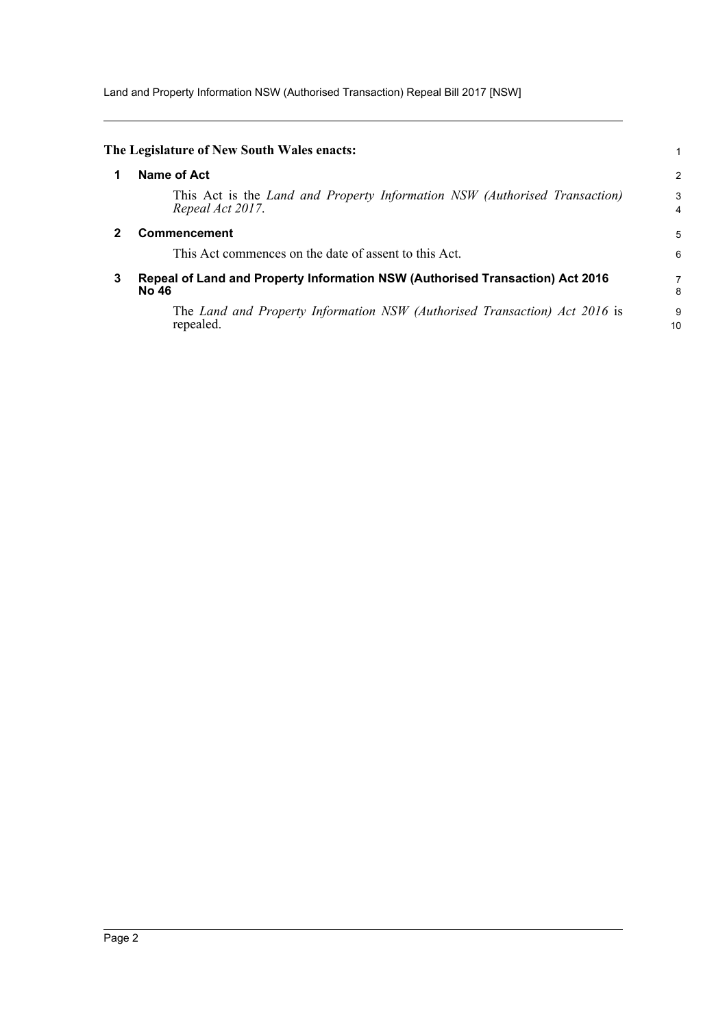**The Legislature of New South Wales enacts:**

## 1 Name of Act

This Act is the *Land and Property Information NSW (Authorised Transaction) Repeal Act 2017*.

## 2 Commencement

This Act commences on the date of assent to this Act.

## 3 Repeal of Land and Property Information NSW (Authorised Transaction) Act 2016 No 46

The *Land and Property Information NSW (Authorised Transaction) Act 2016* is repealed.